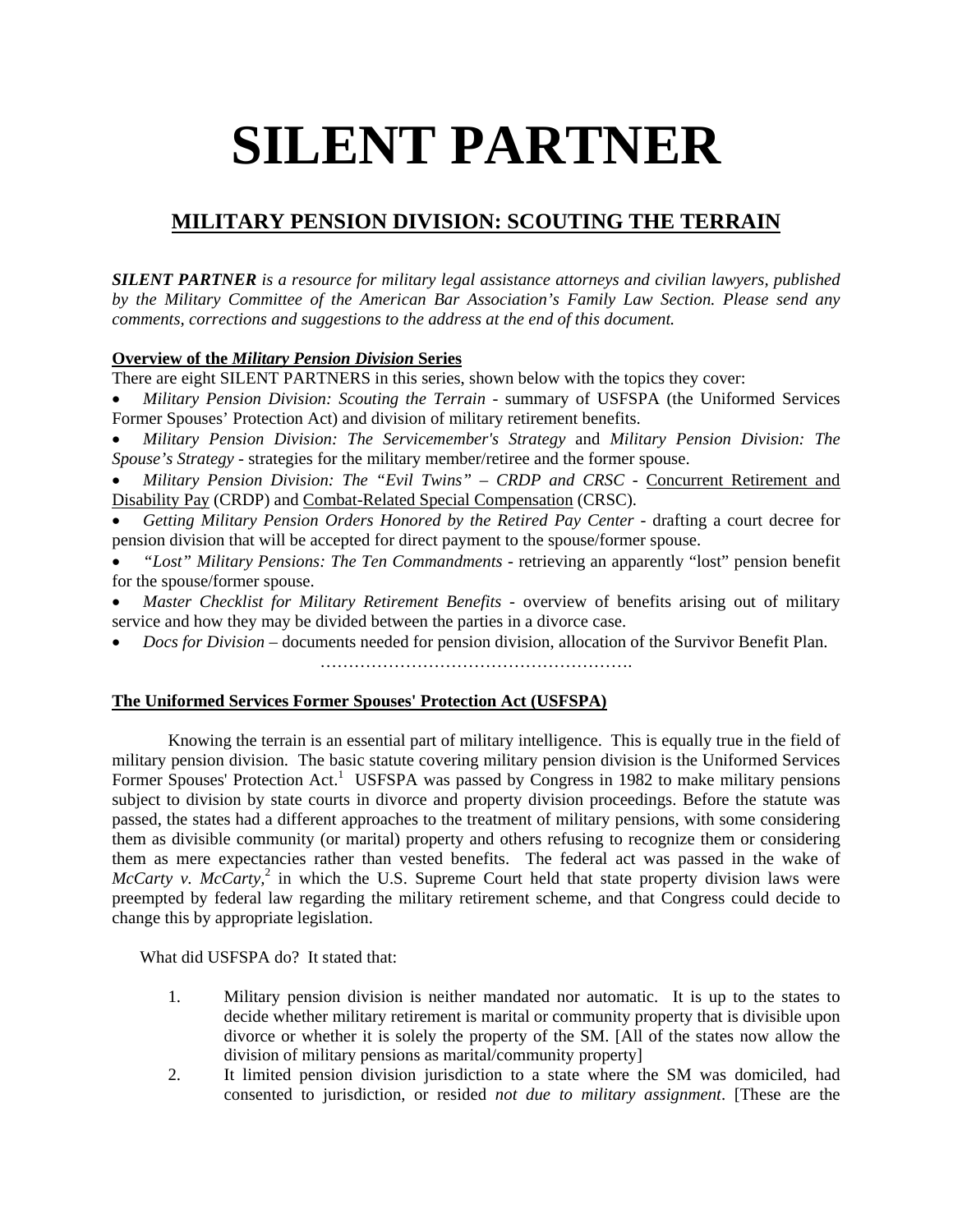# SILENT PARTNER

## MILITARY PENSION DIVISION: SCOUTING THE TERRAIN

***SILENT PARTNER** is a resource for military legal assistance attorneys and civilian lawyers, published by the Military Committee of the American Bar Association's Family Law Section. Please send any comments, corrections and suggestions to the address at the end of this document.*

**Overview of the *Military Pension Division* Series**

There are eight SILENT PARTNERS in this series, shown below with the topics they cover:

- *Military Pension Division: Scouting the Terrain* - summary of USFSPA (the Uniformed Services Former Spouses' Protection Act) and division of military retirement benefits.
- *Military Pension Division: The Servicemember's Strategy* and *Military Pension Division: The Spouse's Strategy* - strategies for the military member/retiree and the former spouse.
- *Military Pension Division: The "Evil Twins" – CRDP and CRSC* - Concurrent Retirement and Disability Pay (CRDP) and Combat-Related Special Compensation (CRSC).
- *Getting Military Pension Orders Honored by the Retired Pay Center* - drafting a court decree for pension division that will be accepted for direct payment to the spouse/former spouse.
- *"Lost" Military Pensions: The Ten Commandments* - retrieving an apparently "lost" pension benefit for the spouse/former spouse.
- *Master Checklist for Military Retirement Benefits* - overview of benefits arising out of military service and how they may be divided between the parties in a divorce case.
- *Docs for Division* – documents needed for pension division, allocation of the Survivor Benefit Plan.

……………………………………………….

**The Uniformed Services Former Spouses' Protection Act (USFSPA)**

Knowing the terrain is an essential part of military intelligence. This is equally true in the field of military pension division. The basic statute covering military pension division is the Uniformed Services Former Spouses' Protection Act.[1] USFSPA was passed by Congress in 1982 to make military pensions subject to division by state courts in divorce and property division proceedings. Before the statute was passed, the states had a different approaches to the treatment of military pensions, with some considering them as divisible community (or marital) property and others refusing to recognize them or considering them as mere expectancies rather than vested benefits. The federal act was passed in the wake of *McCarty v. McCarty*,[2] in which the U.S. Supreme Court held that state property division laws were preempted by federal law regarding the military retirement scheme, and that Congress could decide to change this by appropriate legislation.

What did USFSPA do? It stated that:

1. Military pension division is neither mandated nor automatic. It is up to the states to decide whether military retirement is marital or community property that is divisible upon divorce or whether it is solely the property of the SM. [All of the states now allow the division of military pensions as marital/community property]
2. It limited pension division jurisdiction to a state where the SM was domiciled, had consented to jurisdiction, or resided *not due to military assignment*. [These are the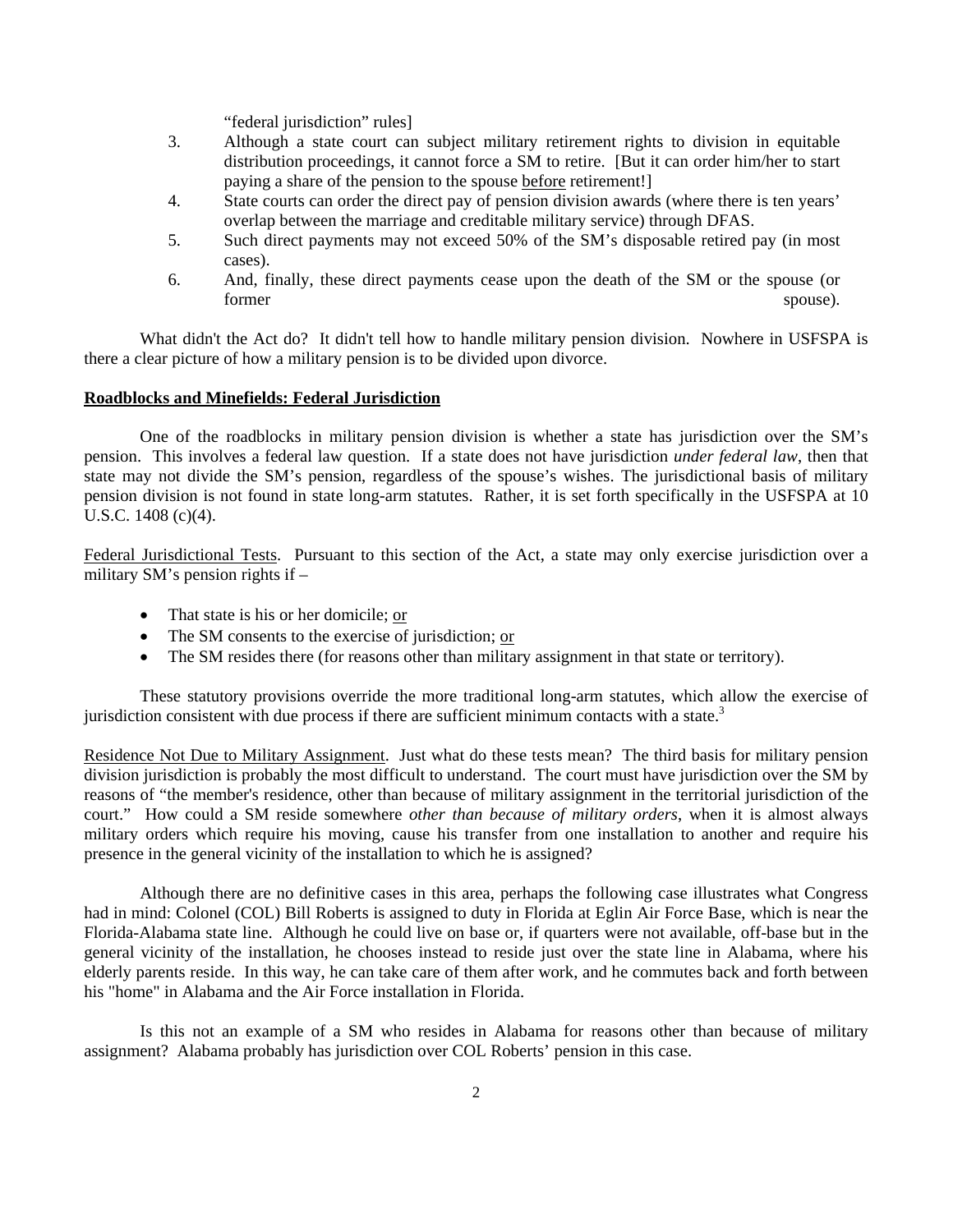"federal jurisdiction" rules]

3. Although a state court can subject military retirement rights to division in equitable distribution proceedings, it cannot force a SM to retire. [But it can order him/her to start paying a share of the pension to the spouse <u>before</u> retirement!]
4. State courts can order the direct pay of pension division awards (where there is ten years' overlap between the marriage and creditable military service) through DFAS.
5. Such direct payments may not exceed 50% of the SM's disposable retired pay (in most cases).
6. And, finally, these direct payments cease upon the death of the SM or the spouse (or former spouse).

What didn't the Act do? It didn't tell how to handle military pension division. Nowhere in USFSPA is there a clear picture of how a military pension is to be divided upon divorce.

**<u>Roadblocks and Minefields: Federal Jurisdiction</u>**

One of the roadblocks in military pension division is whether a state has jurisdiction over the SM's pension. This involves a federal law question. If a state does not have jurisdiction *under federal law*, then that state may not divide the SM's pension, regardless of the spouse's wishes. The jurisdictional basis of military pension division is not found in state long-arm statutes. Rather, it is set forth specifically in the USFSPA at 10 U.S.C. 1408 (c)(4).

<u>Federal Jurisdictional Tests</u>. Pursuant to this section of the Act, a state may only exercise jurisdiction over a military SM's pension rights if –

- That state is his or her domicile; <u>or</u>
- The SM consents to the exercise of jurisdiction; <u>or</u>
- The SM resides there (for reasons other than military assignment in that state or territory).

These statutory provisions override the more traditional long-arm statutes, which allow the exercise of jurisdiction consistent with due process if there are sufficient minimum contacts with a state.[3]

<u>Residence Not Due to Military Assignment</u>. Just what do these tests mean? The third basis for military pension division jurisdiction is probably the most difficult to understand. The court must have jurisdiction over the SM by reasons of "the member's residence, other than because of military assignment in the territorial jurisdiction of the court." How could a SM reside somewhere *other than because of military orders*, when it is almost always military orders which require his moving, cause his transfer from one installation to another and require his presence in the general vicinity of the installation to which he is assigned?

Although there are no definitive cases in this area, perhaps the following case illustrates what Congress had in mind: Colonel (COL) Bill Roberts is assigned to duty in Florida at Eglin Air Force Base, which is near the Florida-Alabama state line. Although he could live on base or, if quarters were not available, off-base but in the general vicinity of the installation, he chooses instead to reside just over the state line in Alabama, where his elderly parents reside. In this way, he can take care of them after work, and he commutes back and forth between his "home" in Alabama and the Air Force installation in Florida.

Is this not an example of a SM who resides in Alabama for reasons other than because of military assignment? Alabama probably has jurisdiction over COL Roberts' pension in this case.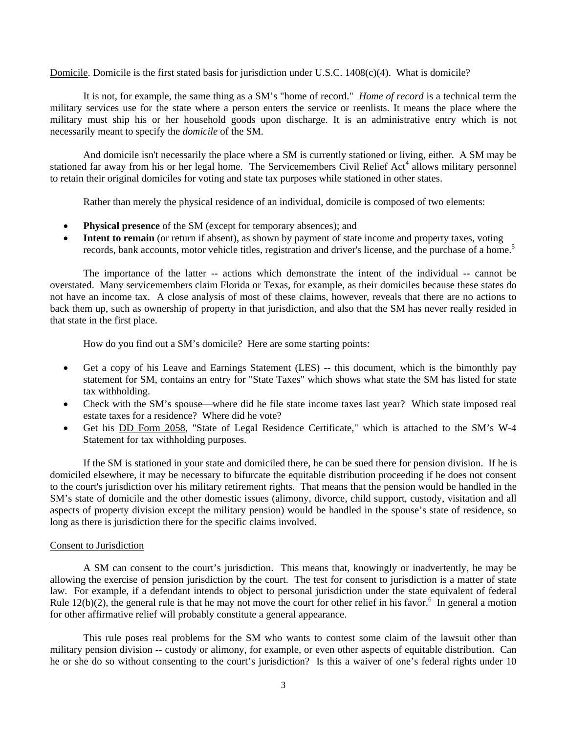Domicile. Domicile is the first stated basis for jurisdiction under U.S.C. 1408(c)(4). What is domicile?

It is not, for example, the same thing as a SM's "home of record." *Home of record* is a technical term the military services use for the state where a person enters the service or reenlists. It means the place where the military must ship his or her household goods upon discharge. It is an administrative entry which is not necessarily meant to specify the *domicile* of the SM.

And domicile isn't necessarily the place where a SM is currently stationed or living, either. A SM may be stationed far away from his or her legal home. The Servicemembers Civil Relief Act[4] allows military personnel to retain their original domiciles for voting and state tax purposes while stationed in other states.

Rather than merely the physical residence of an individual, domicile is composed of two elements:

- **Physical presence** of the SM (except for temporary absences); and
- **Intent to remain** (or return if absent), as shown by payment of state income and property taxes, voting records, bank accounts, motor vehicle titles, registration and driver's license, and the purchase of a home.[5]

The importance of the latter -- actions which demonstrate the intent of the individual -- cannot be overstated. Many servicemembers claim Florida or Texas, for example, as their domiciles because these states do not have an income tax. A close analysis of most of these claims, however, reveals that there are no actions to back them up, such as ownership of property in that jurisdiction, and also that the SM has never really resided in that state in the first place.

How do you find out a SM's domicile? Here are some starting points:

- Get a copy of his Leave and Earnings Statement (LES) -- this document, which is the bimonthly pay statement for SM, contains an entry for "State Taxes" which shows what state the SM has listed for state tax withholding.
- Check with the SM's spouse—where did he file state income taxes last year? Which state imposed real estate taxes for a residence? Where did he vote?
- Get his DD Form 2058, "State of Legal Residence Certificate," which is attached to the SM's W-4 Statement for tax withholding purposes.

If the SM is stationed in your state and domiciled there, he can be sued there for pension division. If he is domiciled elsewhere, it may be necessary to bifurcate the equitable distribution proceeding if he does not consent to the court's jurisdiction over his military retirement rights. That means that the pension would be handled in the SM's state of domicile and the other domestic issues (alimony, divorce, child support, custody, visitation and all aspects of property division except the military pension) would be handled in the spouse's state of residence, so long as there is jurisdiction there for the specific claims involved.

Consent to Jurisdiction

A SM can consent to the court's jurisdiction. This means that, knowingly or inadvertently, he may be allowing the exercise of pension jurisdiction by the court. The test for consent to jurisdiction is a matter of state law. For example, if a defendant intends to object to personal jurisdiction under the state equivalent of federal Rule 12(b)(2), the general rule is that he may not move the court for other relief in his favor.[6] In general a motion for other affirmative relief will probably constitute a general appearance.

This rule poses real problems for the SM who wants to contest some claim of the lawsuit other than military pension division -- custody or alimony, for example, or even other aspects of equitable distribution. Can he or she do so without consenting to the court's jurisdiction? Is this a waiver of one's federal rights under 10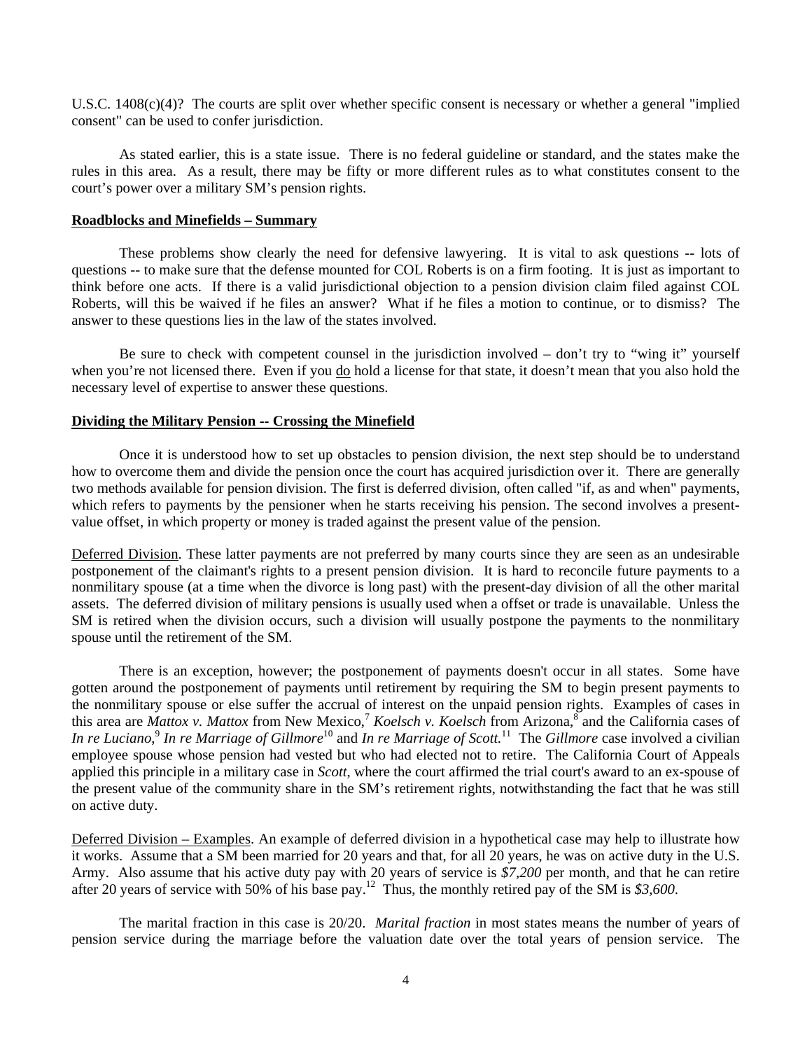U.S.C. 1408(c)(4)? The courts are split over whether specific consent is necessary or whether a general "implied consent" can be used to confer jurisdiction.

As stated earlier, this is a state issue. There is no federal guideline or standard, and the states make the rules in this area. As a result, there may be fifty or more different rules as to what constitutes consent to the court's power over a military SM's pension rights.

**Roadblocks and Minefields – Summary**

These problems show clearly the need for defensive lawyering. It is vital to ask questions -- lots of questions -- to make sure that the defense mounted for COL Roberts is on a firm footing. It is just as important to think before one acts. If there is a valid jurisdictional objection to a pension division claim filed against COL Roberts, will this be waived if he files an answer? What if he files a motion to continue, or to dismiss? The answer to these questions lies in the law of the states involved.

Be sure to check with competent counsel in the jurisdiction involved – don't try to "wing it" yourself when you're not licensed there. Even if you do hold a license for that state, it doesn't mean that you also hold the necessary level of expertise to answer these questions.

**Dividing the Military Pension -- Crossing the Minefield**

Once it is understood how to set up obstacles to pension division, the next step should be to understand how to overcome them and divide the pension once the court has acquired jurisdiction over it. There are generally two methods available for pension division. The first is deferred division, often called "if, as and when" payments, which refers to payments by the pensioner when he starts receiving his pension. The second involves a present-value offset, in which property or money is traded against the present value of the pension.

Deferred Division. These latter payments are not preferred by many courts since they are seen as an undesirable postponement of the claimant's rights to a present pension division. It is hard to reconcile future payments to a nonmilitary spouse (at a time when the divorce is long past) with the present-day division of all the other marital assets. The deferred division of military pensions is usually used when a offset or trade is unavailable. Unless the SM is retired when the division occurs, such a division will usually postpone the payments to the nonmilitary spouse until the retirement of the SM.

There is an exception, however; the postponement of payments doesn't occur in all states. Some have gotten around the postponement of payments until retirement by requiring the SM to begin present payments to the nonmilitary spouse or else suffer the accrual of interest on the unpaid pension rights. Examples of cases in this area are *Mattox v. Mattox* from New Mexico,[7] *Koelsch v. Koelsch* from Arizona,[8] and the California cases of *In re Luciano,*[9] *In re Marriage of Gillmore*[10] and *In re Marriage of Scott.*[11] The *Gillmore* case involved a civilian employee spouse whose pension had vested but who had elected not to retire. The California Court of Appeals applied this principle in a military case in *Scott*, where the court affirmed the trial court's award to an ex-spouse of the present value of the community share in the SM's retirement rights, notwithstanding the fact that he was still on active duty.

Deferred Division – Examples. An example of deferred division in a hypothetical case may help to illustrate how it works. Assume that a SM been married for 20 years and that, for all 20 years, he was on active duty in the U.S. Army. Also assume that his active duty pay with 20 years of service is *$7,200* per month, and that he can retire after 20 years of service with 50% of his base pay.[12] Thus, the monthly retired pay of the SM is *$3,600.*

The marital fraction in this case is 20/20. *Marital fraction* in most states means the number of years of pension service during the marriage before the valuation date over the total years of pension service. The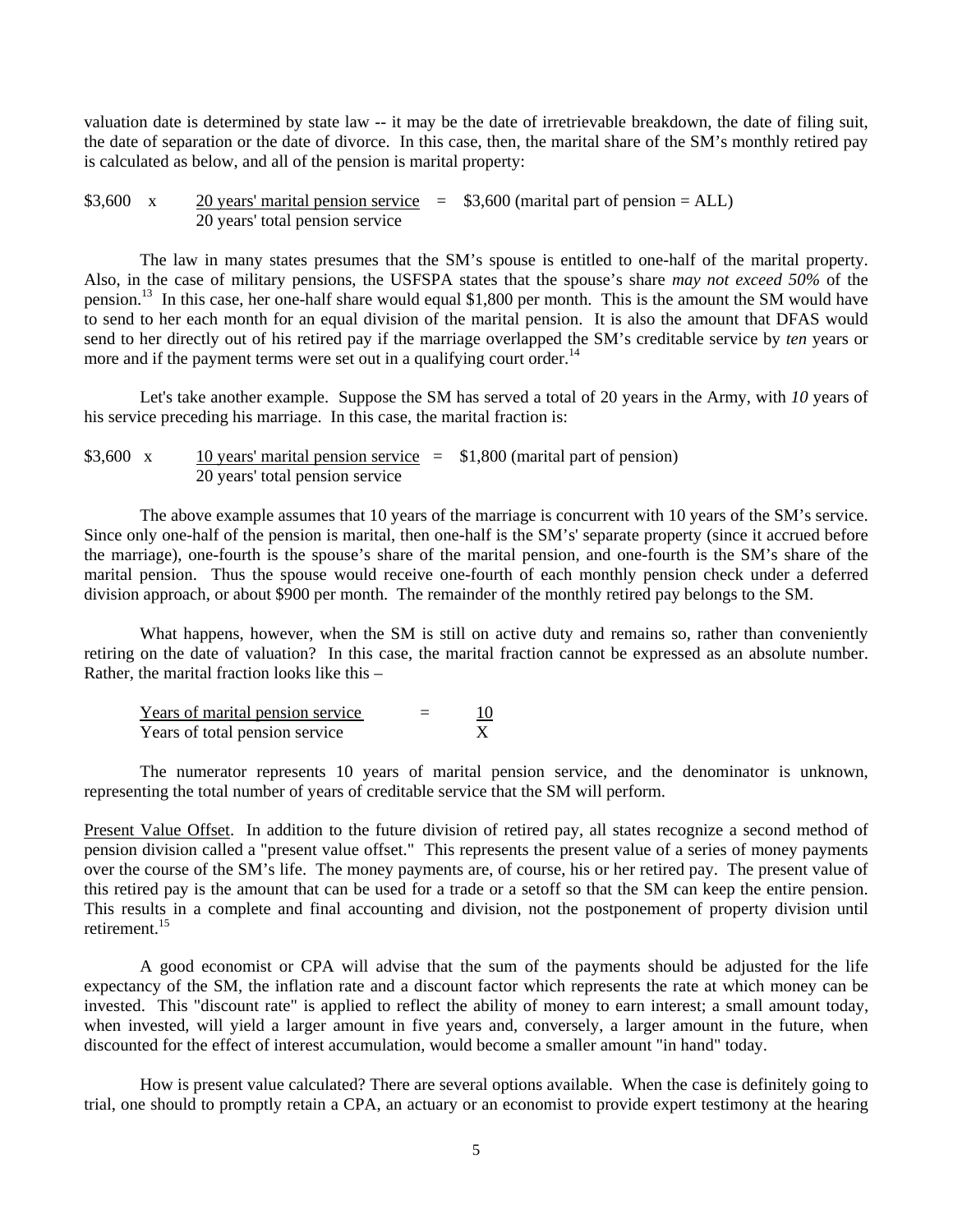valuation date is determined by state law -- it may be the date of irretrievable breakdown, the date of filing suit, the date of separation or the date of divorce. In this case, then, the marital share of the SM's monthly retired pay is calculated as below, and all of the pension is marital property:

$$\$3{,}600 \times \frac{\text{20 years' marital pension service}}{\text{20 years' total pension service}} = \$3{,}600 \text{ (marital part of pension = ALL)}$$

The law in many states presumes that the SM's spouse is entitled to one-half of the marital property. Also, in the case of military pensions, the USFSPA states that the spouse's share *may not exceed 50%* of the pension.[13] In this case, her one-half share would equal $1,800 per month. This is the amount the SM would have to send to her each month for an equal division of the marital pension. It is also the amount that DFAS would send to her directly out of his retired pay if the marriage overlapped the SM's creditable service by *ten* years or more and if the payment terms were set out in a qualifying court order.[14]

Let's take another example. Suppose the SM has served a total of 20 years in the Army, with *10* years of his service preceding his marriage. In this case, the marital fraction is:

$$\$3{,}600 \times \frac{\text{10 years' marital pension service}}{\text{20 years' total pension service}} = \$1{,}800 \text{ (marital part of pension)}$$

The above example assumes that 10 years of the marriage is concurrent with 10 years of the SM's service. Since only one-half of the pension is marital, then one-half is the SM's' separate property (since it accrued before the marriage), one-fourth is the spouse's share of the marital pension, and one-fourth is the SM's share of the marital pension. Thus the spouse would receive one-fourth of each monthly pension check under a deferred division approach, or about $900 per month. The remainder of the monthly retired pay belongs to the SM.

What happens, however, when the SM is still on active duty and remains so, rather than conveniently retiring on the date of valuation? In this case, the marital fraction cannot be expressed as an absolute number. Rather, the marital fraction looks like this –

$$\frac{\text{Years of marital pension service}}{\text{Years of total pension service}} = \frac{10}{X}$$

The numerator represents 10 years of marital pension service, and the denominator is unknown, representing the total number of years of creditable service that the SM will perform.

Present Value Offset. In addition to the future division of retired pay, all states recognize a second method of pension division called a "present value offset." This represents the present value of a series of money payments over the course of the SM's life. The money payments are, of course, his or her retired pay. The present value of this retired pay is the amount that can be used for a trade or a setoff so that the SM can keep the entire pension. This results in a complete and final accounting and division, not the postponement of property division until retirement.[15]

A good economist or CPA will advise that the sum of the payments should be adjusted for the life expectancy of the SM, the inflation rate and a discount factor which represents the rate at which money can be invested. This "discount rate" is applied to reflect the ability of money to earn interest; a small amount today, when invested, will yield a larger amount in five years and, conversely, a larger amount in the future, when discounted for the effect of interest accumulation, would become a smaller amount "in hand" today.

How is present value calculated? There are several options available. When the case is definitely going to trial, one should to promptly retain a CPA, an actuary or an economist to provide expert testimony at the hearing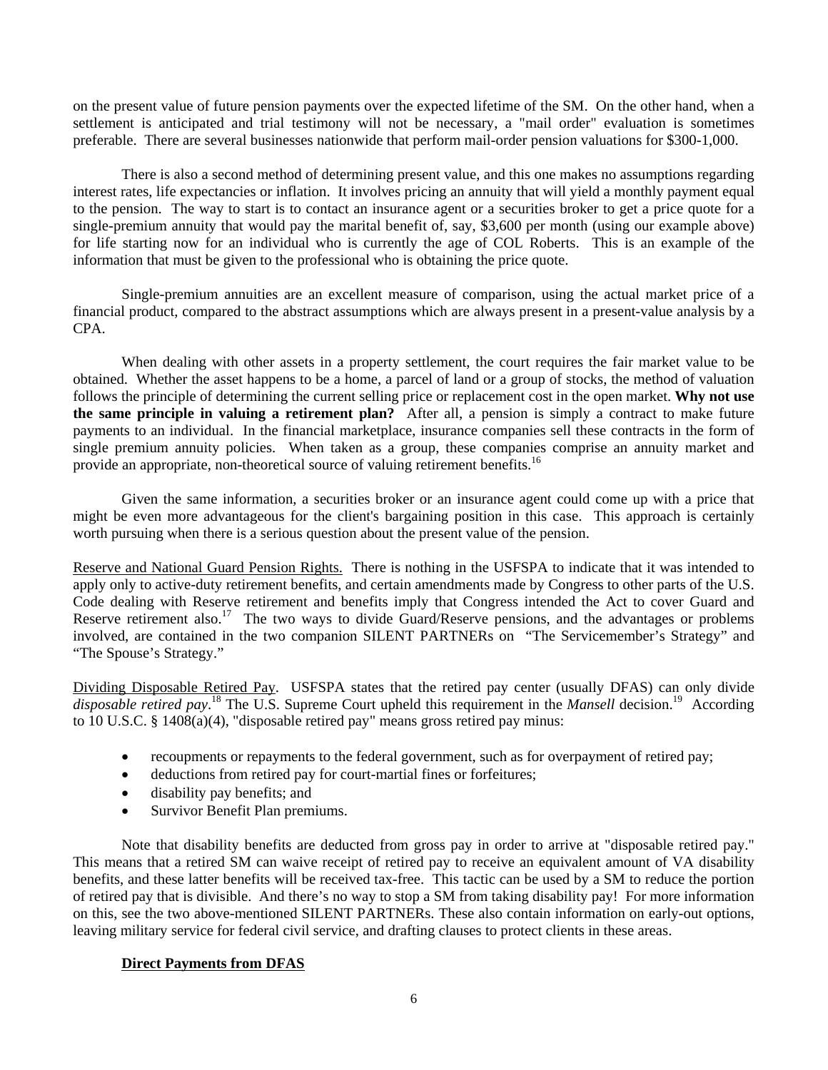on the present value of future pension payments over the expected lifetime of the SM. On the other hand, when a settlement is anticipated and trial testimony will not be necessary, a "mail order" evaluation is sometimes preferable. There are several businesses nationwide that perform mail-order pension valuations for $300-1,000.

There is also a second method of determining present value, and this one makes no assumptions regarding interest rates, life expectancies or inflation. It involves pricing an annuity that will yield a monthly payment equal to the pension. The way to start is to contact an insurance agent or a securities broker to get a price quote for a single-premium annuity that would pay the marital benefit of, say, $3,600 per month (using our example above) for life starting now for an individual who is currently the age of COL Roberts. This is an example of the information that must be given to the professional who is obtaining the price quote.

Single-premium annuities are an excellent measure of comparison, using the actual market price of a financial product, compared to the abstract assumptions which are always present in a present-value analysis by a CPA.

When dealing with other assets in a property settlement, the court requires the fair market value to be obtained. Whether the asset happens to be a home, a parcel of land or a group of stocks, the method of valuation follows the principle of determining the current selling price or replacement cost in the open market. **Why not use the same principle in valuing a retirement plan?** After all, a pension is simply a contract to make future payments to an individual. In the financial marketplace, insurance companies sell these contracts in the form of single premium annuity policies. When taken as a group, these companies comprise an annuity market and provide an appropriate, non-theoretical source of valuing retirement benefits.[16]

Given the same information, a securities broker or an insurance agent could come up with a price that might be even more advantageous for the client's bargaining position in this case. This approach is certainly worth pursuing when there is a serious question about the present value of the pension.

Reserve and National Guard Pension Rights. There is nothing in the USFSPA to indicate that it was intended to apply only to active-duty retirement benefits, and certain amendments made by Congress to other parts of the U.S. Code dealing with Reserve retirement and benefits imply that Congress intended the Act to cover Guard and Reserve retirement also.[17] The two ways to divide Guard/Reserve pensions, and the advantages or problems involved, are contained in the two companion SILENT PARTNERs on "The Servicemember's Strategy" and "The Spouse's Strategy."

Dividing Disposable Retired Pay. USFSPA states that the retired pay center (usually DFAS) can only divide *disposable retired pay*.[18] The U.S. Supreme Court upheld this requirement in the *Mansell* decision.[19] According to 10 U.S.C. § 1408(a)(4), "disposable retired pay" means gross retired pay minus:

- recoupments or repayments to the federal government, such as for overpayment of retired pay;
- deductions from retired pay for court-martial fines or forfeitures;
- disability pay benefits; and
- Survivor Benefit Plan premiums.

Note that disability benefits are deducted from gross pay in order to arrive at "disposable retired pay." This means that a retired SM can waive receipt of retired pay to receive an equivalent amount of VA disability benefits, and these latter benefits will be received tax-free. This tactic can be used by a SM to reduce the portion of retired pay that is divisible. And there's no way to stop a SM from taking disability pay! For more information on this, see the two above-mentioned SILENT PARTNERs. These also contain information on early-out options, leaving military service for federal civil service, and drafting clauses to protect clients in these areas.

**Direct Payments from DFAS**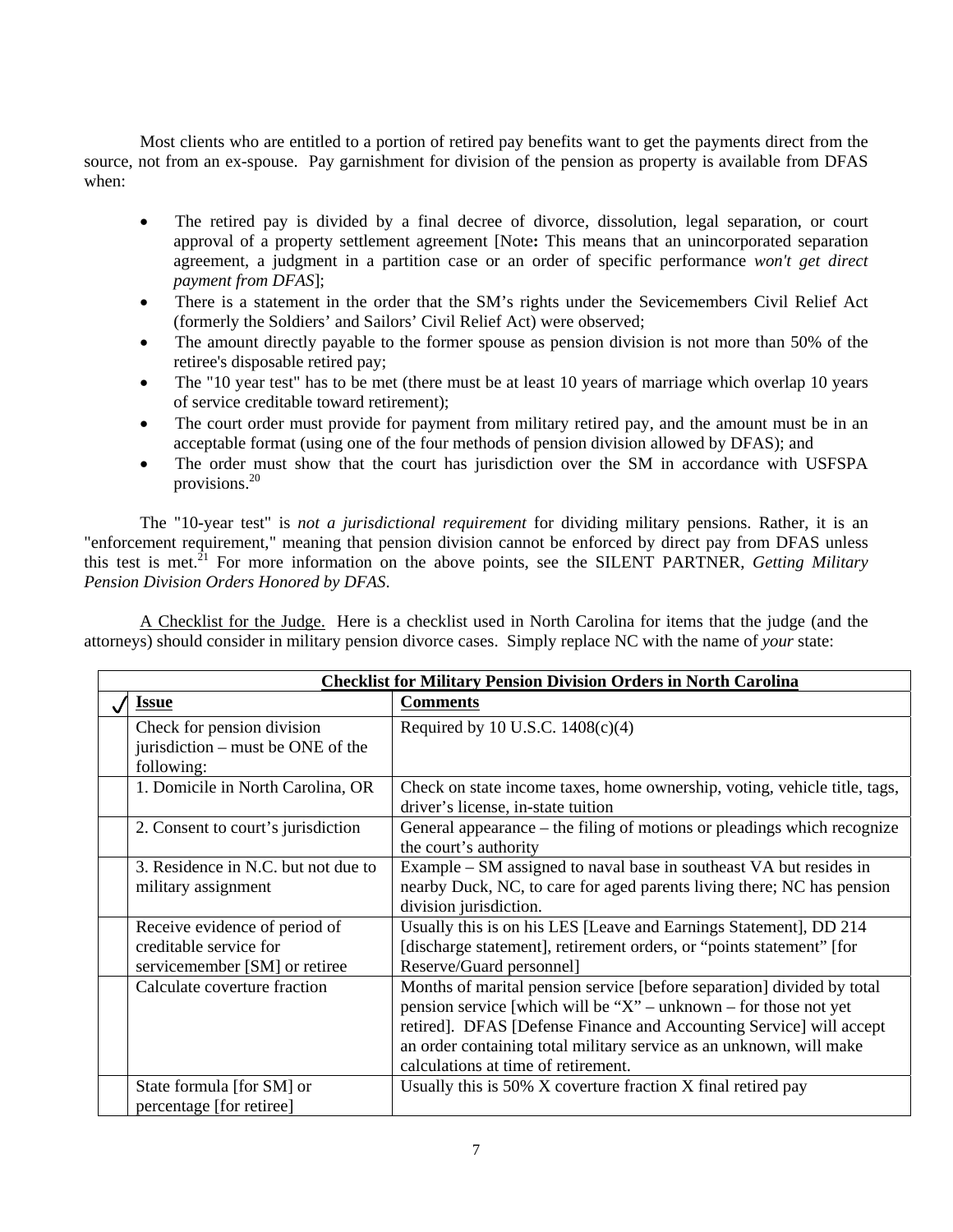Most clients who are entitled to a portion of retired pay benefits want to get the payments direct from the source, not from an ex-spouse. Pay garnishment for division of the pension as property is available from DFAS when:

- The retired pay is divided by a final decree of divorce, dissolution, legal separation, or court approval of a property settlement agreement [Note**:** This means that an unincorporated separation agreement, a judgment in a partition case or an order of specific performance *won't get direct payment from DFAS*];
- There is a statement in the order that the SM's rights under the Sevicemembers Civil Relief Act (formerly the Soldiers' and Sailors' Civil Relief Act) were observed;
- The amount directly payable to the former spouse as pension division is not more than 50% of the retiree's disposable retired pay;
- The "10 year test" has to be met (there must be at least 10 years of marriage which overlap 10 years of service creditable toward retirement);
- The court order must provide for payment from military retired pay, and the amount must be in an acceptable format (using one of the four methods of pension division allowed by DFAS); and
- The order must show that the court has jurisdiction over the SM in accordance with USFSPA provisions.[20]

The "10-year test" is *not a jurisdictional requirement* for dividing military pensions. Rather, it is an "enforcement requirement," meaning that pension division cannot be enforced by direct pay from DFAS unless this test is met.[21] For more information on the above points, see the SILENT PARTNER, *Getting Military Pension Division Orders Honored by DFAS*.

A Checklist for the Judge. Here is a checklist used in North Carolina for items that the judge (and the attorneys) should consider in military pension divorce cases. Simply replace NC with the name of *your* state:

| **Checklist for Military Pension Division Orders in North Carolina** | | |
|---|---|---|
| ✓ | **Issue** | **Comments** |
| | Check for pension division jurisdiction – must be ONE of the following: | Required by 10 U.S.C. 1408(c)(4) |
| | 1. Domicile in North Carolina, OR | Check on state income taxes, home ownership, voting, vehicle title, tags, driver's license, in-state tuition |
| | 2. Consent to court's jurisdiction | General appearance – the filing of motions or pleadings which recognize the court's authority |
| | 3. Residence in N.C. but not due to military assignment | Example – SM assigned to naval base in southeast VA but resides in nearby Duck, NC, to care for aged parents living there; NC has pension division jurisdiction. |
| | Receive evidence of period of creditable service for servicemember [SM] or retiree | Usually this is on his LES [Leave and Earnings Statement], DD 214 [discharge statement], retirement orders, or "points statement" [for Reserve/Guard personnel] |
| | Calculate coverture fraction | Months of marital pension service [before separation] divided by total pension service [which will be "X" – unknown – for those not yet retired]. DFAS [Defense Finance and Accounting Service] will accept an order containing total military service as an unknown, will make calculations at time of retirement. |
| | State formula [for SM] or percentage [for retiree] | Usually this is 50% X coverture fraction X final retired pay |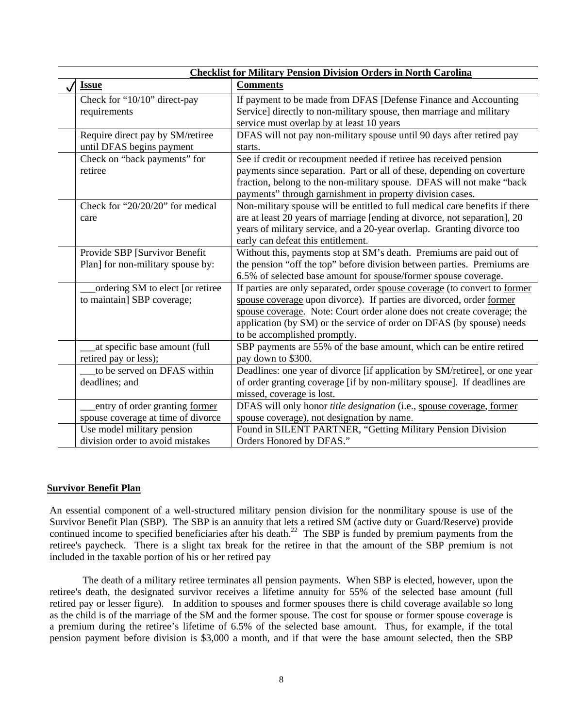| Checklist for Military Pension Division Orders in North Carolina | | |
|---|---|---|
| ✓ | **Issue** | **Comments** |
| | Check for "10/10" direct-pay requirements | If payment to be made from DFAS [Defense Finance and Accounting Service] directly to non-military spouse, then marriage and military service must overlap by at least 10 years |
| | Require direct pay by SM/retiree until DFAS begins payment | DFAS will not pay non-military spouse until 90 days after retired pay starts. |
| | Check on "back payments" for retiree | See if credit or recoupment needed if retiree has received pension payments since separation. Part or all of these, depending on coverture fraction, belong to the non-military spouse. DFAS will not make "back payments" through garnishment in property division cases. |
| | Check for "20/20/20" for medical care | Non-military spouse will be entitled to full medical care benefits if there are at least 20 years of marriage [ending at divorce, not separation], 20 years of military service, and a 20-year overlap. Granting divorce too early can defeat this entitlement. |
| | Provide SBP [Survivor Benefit Plan] for non-military spouse by: | Without this, payments stop at SM's death. Premiums are paid out of the pension "off the top" before division between parties. Premiums are 6.5% of selected base amount for spouse/former spouse coverage. |
| | ___ordering SM to elect [or retiree to maintain] SBP coverage; | If parties are only separated, order <u>spouse coverage</u> (to convert to <u>former spouse coverage</u> upon divorce). If parties are divorced, order <u>former spouse coverage</u>. Note: Court order alone does not create coverage; the application (by SM) or the service of order on DFAS (by spouse) needs to be accomplished promptly. |
| | ___at specific base amount (full retired pay or less); | SBP payments are 55% of the base amount, which can be entire retired pay down to $300. |
| | ___to be served on DFAS within deadlines; and | Deadlines: one year of divorce [if application by SM/retiree], or one year of order granting coverage [if by non-military spouse]. If deadlines are missed, coverage is lost. |
| | ___entry of order granting <u>former spouse coverage</u> at time of divorce | DFAS will only honor *title designation* (i.e., <u>spouse coverage, former spouse coverage</u>), not designation by name. |
| | Use model military pension division order to avoid mistakes | Found in SILENT PARTNER, "Getting Military Pension Division Orders Honored by DFAS." |

**Survivor Benefit Plan**

An essential component of a well-structured military pension division for the nonmilitary spouse is use of the Survivor Benefit Plan (SBP). The SBP is an annuity that lets a retired SM (active duty or Guard/Reserve) provide continued income to specified beneficiaries after his death.[22] The SBP is funded by premium payments from the retiree's paycheck. There is a slight tax break for the retiree in that the amount of the SBP premium is not included in the taxable portion of his or her retired pay

The death of a military retiree terminates all pension payments. When SBP is elected, however, upon the retiree's death, the designated survivor receives a lifetime annuity for 55% of the selected base amount (full retired pay or lesser figure). In addition to spouses and former spouses there is child coverage available so long as the child is of the marriage of the SM and the former spouse. The cost for spouse or former spouse coverage is a premium during the retiree's lifetime of 6.5% of the selected base amount. Thus, for example, if the total pension payment before division is $3,000 a month, and if that were the base amount selected, then the SBP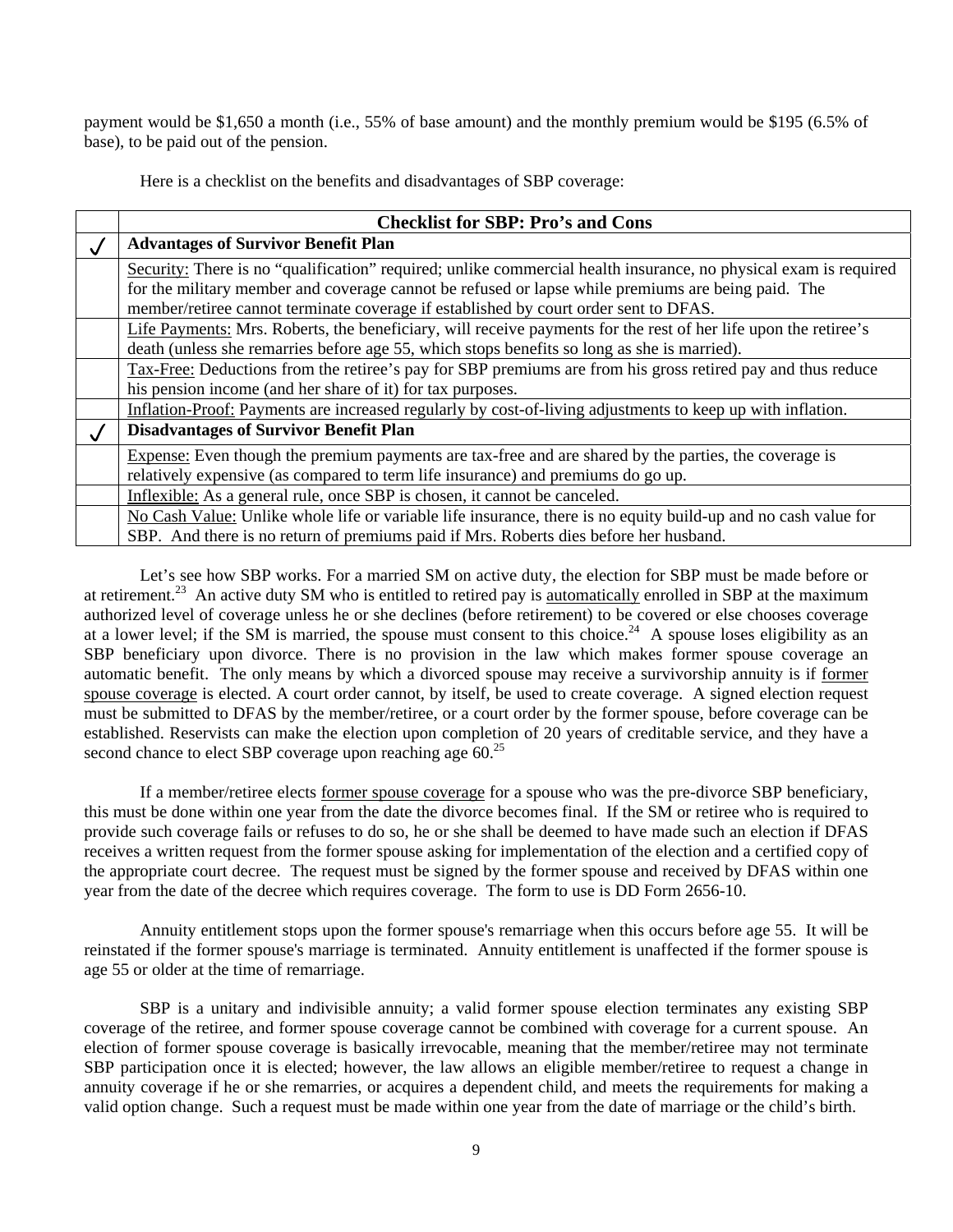payment would be $1,650 a month (i.e., 55% of base amount) and the monthly premium would be $195 (6.5% of base), to be paid out of the pension.

Here is a checklist on the benefits and disadvantages of SBP coverage:

| | Checklist for SBP: Pro's and Cons |
|---|---|
| ✓ | **Advantages of Survivor Benefit Plan** |
| | Security: There is no "qualification" required; unlike commercial health insurance, no physical exam is required for the military member and coverage cannot be refused or lapse while premiums are being paid. The member/retiree cannot terminate coverage if established by court order sent to DFAS. |
| | Life Payments: Mrs. Roberts, the beneficiary, will receive payments for the rest of her life upon the retiree's death (unless she remarries before age 55, which stops benefits so long as she is married). |
| | Tax-Free: Deductions from the retiree's pay for SBP premiums are from his gross retired pay and thus reduce his pension income (and her share of it) for tax purposes. |
| | Inflation-Proof: Payments are increased regularly by cost-of-living adjustments to keep up with inflation. |
| ✓ | **Disadvantages of Survivor Benefit Plan** |
| | Expense: Even though the premium payments are tax-free and are shared by the parties, the coverage is relatively expensive (as compared to term life insurance) and premiums do go up. |
| | Inflexible: As a general rule, once SBP is chosen, it cannot be canceled. |
| | No Cash Value: Unlike whole life or variable life insurance, there is no equity build-up and no cash value for SBP. And there is no return of premiums paid if Mrs. Roberts dies before her husband. |

Let's see how SBP works. For a married SM on active duty, the election for SBP must be made before or at retirement.[23] An active duty SM who is entitled to retired pay is automatically enrolled in SBP at the maximum authorized level of coverage unless he or she declines (before retirement) to be covered or else chooses coverage at a lower level; if the SM is married, the spouse must consent to this choice.[24] A spouse loses eligibility as an SBP beneficiary upon divorce. There is no provision in the law which makes former spouse coverage an automatic benefit. The only means by which a divorced spouse may receive a survivorship annuity is if former spouse coverage is elected. A court order cannot, by itself, be used to create coverage. A signed election request must be submitted to DFAS by the member/retiree, or a court order by the former spouse, before coverage can be established. Reservists can make the election upon completion of 20 years of creditable service, and they have a second chance to elect SBP coverage upon reaching age 60.[25]

If a member/retiree elects former spouse coverage for a spouse who was the pre-divorce SBP beneficiary, this must be done within one year from the date the divorce becomes final. If the SM or retiree who is required to provide such coverage fails or refuses to do so, he or she shall be deemed to have made such an election if DFAS receives a written request from the former spouse asking for implementation of the election and a certified copy of the appropriate court decree. The request must be signed by the former spouse and received by DFAS within one year from the date of the decree which requires coverage. The form to use is DD Form 2656-10.

Annuity entitlement stops upon the former spouse's remarriage when this occurs before age 55. It will be reinstated if the former spouse's marriage is terminated. Annuity entitlement is unaffected if the former spouse is age 55 or older at the time of remarriage.

SBP is a unitary and indivisible annuity; a valid former spouse election terminates any existing SBP coverage of the retiree, and former spouse coverage cannot be combined with coverage for a current spouse. An election of former spouse coverage is basically irrevocable, meaning that the member/retiree may not terminate SBP participation once it is elected; however, the law allows an eligible member/retiree to request a change in annuity coverage if he or she remarries, or acquires a dependent child, and meets the requirements for making a valid option change. Such a request must be made within one year from the date of marriage or the child's birth.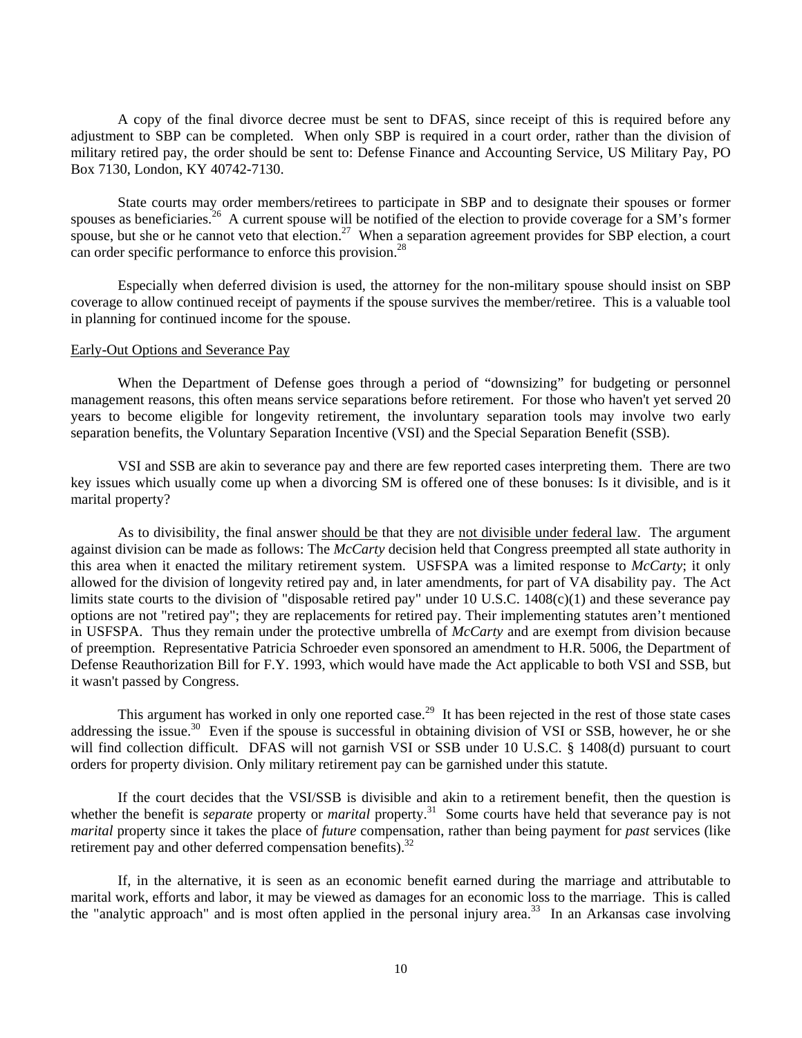A copy of the final divorce decree must be sent to DFAS, since receipt of this is required before any adjustment to SBP can be completed. When only SBP is required in a court order, rather than the division of military retired pay, the order should be sent to: Defense Finance and Accounting Service, US Military Pay, PO Box 7130, London, KY 40742-7130.

State courts may order members/retirees to participate in SBP and to designate their spouses or former spouses as beneficiaries.[26] A current spouse will be notified of the election to provide coverage for a SM's former spouse, but she or he cannot veto that election.[27] When a separation agreement provides for SBP election, a court can order specific performance to enforce this provision.[28]

Especially when deferred division is used, the attorney for the non-military spouse should insist on SBP coverage to allow continued receipt of payments if the spouse survives the member/retiree. This is a valuable tool in planning for continued income for the spouse.

<u>Early-Out Options and Severance Pay</u>

When the Department of Defense goes through a period of "downsizing" for budgeting or personnel management reasons, this often means service separations before retirement. For those who haven't yet served 20 years to become eligible for longevity retirement, the involuntary separation tools may involve two early separation benefits, the Voluntary Separation Incentive (VSI) and the Special Separation Benefit (SSB).

VSI and SSB are akin to severance pay and there are few reported cases interpreting them. There are two key issues which usually come up when a divorcing SM is offered one of these bonuses: Is it divisible, and is it marital property?

As to divisibility, the final answer <u>should be</u> that they are <u>not divisible under federal law</u>. The argument against division can be made as follows: The *McCarty* decision held that Congress preempted all state authority in this area when it enacted the military retirement system. USFSPA was a limited response to *McCarty*; it only allowed for the division of longevity retired pay and, in later amendments, for part of VA disability pay. The Act limits state courts to the division of "disposable retired pay" under 10 U.S.C. 1408(c)(1) and these severance pay options are not "retired pay"; they are replacements for retired pay. Their implementing statutes aren't mentioned in USFSPA. Thus they remain under the protective umbrella of *McCarty* and are exempt from division because of preemption. Representative Patricia Schroeder even sponsored an amendment to H.R. 5006, the Department of Defense Reauthorization Bill for F.Y. 1993, which would have made the Act applicable to both VSI and SSB, but it wasn't passed by Congress.

This argument has worked in only one reported case.[29] It has been rejected in the rest of those state cases addressing the issue.[30] Even if the spouse is successful in obtaining division of VSI or SSB, however, he or she will find collection difficult. DFAS will not garnish VSI or SSB under 10 U.S.C. § 1408(d) pursuant to court orders for property division. Only military retirement pay can be garnished under this statute.

If the court decides that the VSI/SSB is divisible and akin to a retirement benefit, then the question is whether the benefit is *separate* property or *marital* property.[31] Some courts have held that severance pay is not *marital* property since it takes the place of *future* compensation, rather than being payment for *past* services (like retirement pay and other deferred compensation benefits).[32]

If, in the alternative, it is seen as an economic benefit earned during the marriage and attributable to marital work, efforts and labor, it may be viewed as damages for an economic loss to the marriage. This is called the "analytic approach" and is most often applied in the personal injury area.[33] In an Arkansas case involving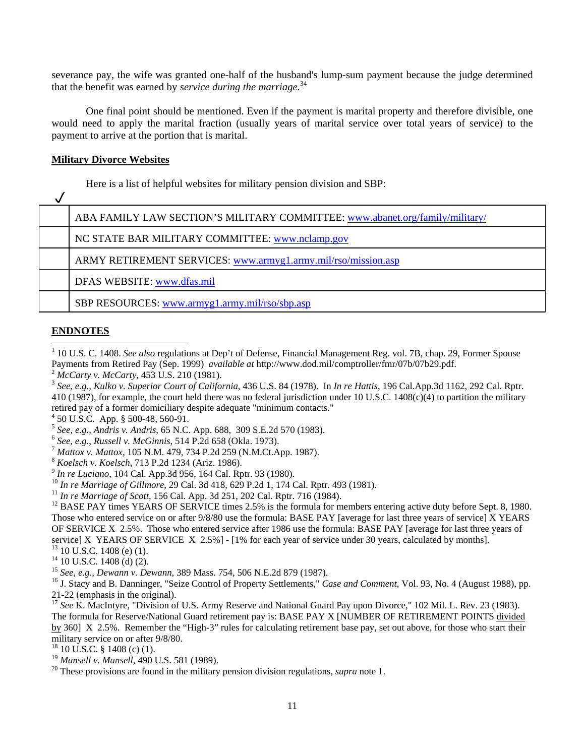severance pay, the wife was granted one-half of the husband's lump-sum payment because the judge determined that the benefit was earned by *service during the marriage.*[34]

One final point should be mentioned. Even if the payment is marital property and therefore divisible, one would need to apply the marital fraction (usually years of marital service over total years of service) to the payment to arrive at the portion that is marital.

**Military Divorce Websites**

Here is a list of helpful websites for military pension division and SBP:

| ✓ | |
|---|---|
| | ABA FAMILY LAW SECTION'S MILITARY COMMITTEE: www.abanet.org/family/military/ |
| | NC STATE BAR MILITARY COMMITTEE: www.nclamp.gov |
| | ARMY RETIREMENT SERVICES: www.armyg1.army.mil/rso/mission.asp |
| | DFAS WEBSITE: www.dfas.mil |
| | SBP RESOURCES: www.armyg1.army.mil/rso/sbp.asp |

**ENDNOTES**

[1] 10 U.S. C. 1408. *See also* regulations at Dep't of Defense, Financial Management Reg. vol. 7B, chap. 29, Former Spouse Payments from Retired Pay (Sep. 1999) *available at* http://www.dod.mil/comptroller/fmr/07b/07b29.pdf.

[2] *McCarty v. McCarty*, 453 U.S. 210 (1981).

[3] *See, e.g., Kulko v. Superior Court of California*, 436 U.S. 84 (1978). In *In re Hattis*, 196 Cal.App.3d 1162, 292 Cal. Rptr. 410 (1987), for example, the court held there was no federal jurisdiction under 10 U.S.C. 1408(c)(4) to partition the military retired pay of a former domiciliary despite adequate "minimum contacts."

[4] 50 U.S.C. App. § 500-48, 560-91.

[5] *See, e.g., Andris v. Andris*, 65 N.C. App. 688, 309 S.E.2d 570 (1983).

[6] *See, e.g., Russell v. McGinnis*, 514 P.2d 658 (Okla. 1973).

[7] *Mattox v. Mattox*, 105 N.M. 479, 734 P.2d 259 (N.M.Ct.App. 1987).

[8] *Koelsch v. Koelsch*, 713 P.2d 1234 (Ariz. 1986).

[9] *In re Luciano*, 104 Cal. App.3d 956, 164 Cal. Rptr. 93 (1980).

[10] *In re Marriage of Gillmore*, 29 Cal. 3d 418, 629 P.2d 1, 174 Cal. Rptr. 493 (1981).

[11] *In re Marriage of Scott*, 156 Cal. App. 3d 251, 202 Cal. Rptr. 716 (1984).

[12] BASE PAY times YEARS OF SERVICE times 2.5% is the formula for members entering active duty before Sept. 8, 1980. Those who entered service on or after 9/8/80 use the formula: BASE PAY [average for last three years of service] X YEARS OF SERVICE X 2.5%. Those who entered service after 1986 use the formula: BASE PAY [average for last three years of service] X YEARS OF SERVICE X 2.5%] - [1% for each year of service under 30 years, calculated by months].

[13] 10 U.S.C. 1408 (e) (1).

[14] 10 U.S.C. 1408 (d) (2).

[15] *See, e.g., Dewann v. Dewann*, 389 Mass. 754, 506 N.E.2d 879 (1987).

[16] J. Stacy and B. Danninger, "Seize Control of Property Settlements," *Case and Comment*, Vol. 93, No. 4 (August 1988), pp. 21-22 (emphasis in the original).

[17] *See* K. MacIntyre, "Division of U.S. Army Reserve and National Guard Pay upon Divorce," 102 Mil. L. Rev. 23 (1983). The formula for Reserve/National Guard retirement pay is: BASE PAY X [NUMBER OF RETIREMENT POINTS divided by 360] X 2.5%. Remember the "High-3" rules for calculating retirement base pay, set out above, for those who start their military service on or after 9/8/80.

[18] 10 U.S.C. § 1408 (c) (1).

[19] *Mansell v. Mansell*, 490 U.S. 581 (1989).

[20] These provisions are found in the military pension division regulations, *supra* note 1.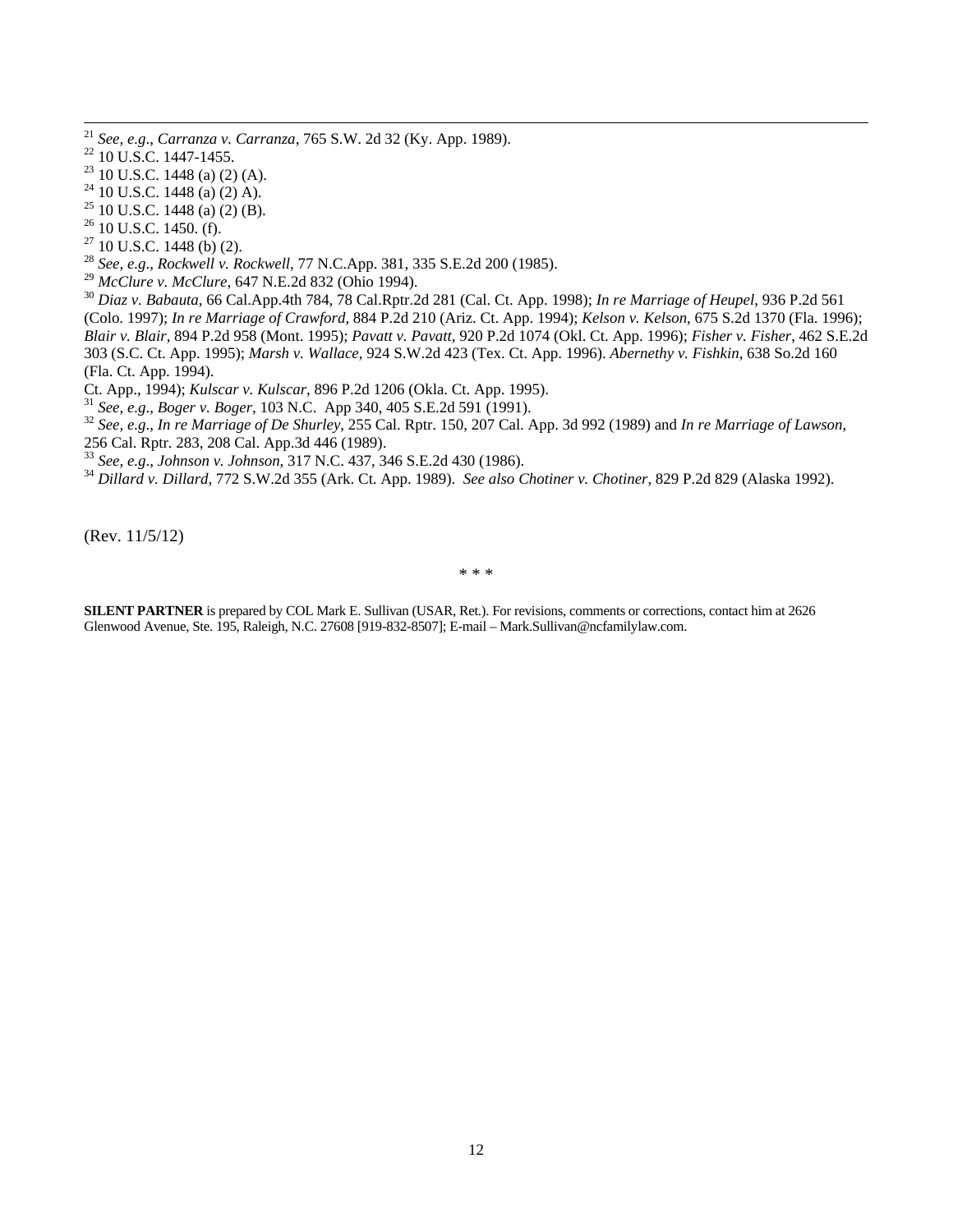[21] *See, e.g*., *Carranza v. Carranza*, 765 S.W. 2d 32 (Ky. App. 1989).

[22] 10 U.S.C. 1447-1455.

[23] 10 U.S.C. 1448 (a) (2) (A).

[24] 10 U.S.C. 1448 (a) (2) A).

[25] 10 U.S.C. 1448 (a) (2) (B).

[26] 10 U.S.C. 1450. (f).

[27] 10 U.S.C. 1448 (b) (2).

[28] *See, e.g*., *Rockwell v. Rockwell*, 77 N.C.App. 381, 335 S.E.2d 200 (1985).

[29] *McClure v. McClure*, 647 N.E.2d 832 (Ohio 1994).

[30] *Diaz v. Babauta*, 66 Cal.App.4th 784, 78 Cal.Rptr.2d 281 (Cal. Ct. App. 1998); *In re Marriage of Heupel*, 936 P.2d 561 (Colo. 1997); *In re Marriage of Crawford*, 884 P.2d 210 (Ariz. Ct. App. 1994); *Kelson v. Kelson*, 675 S.2d 1370 (Fla. 1996); *Blair v. Blair*, 894 P.2d 958 (Mont. 1995); *Pavatt v. Pavatt*, 920 P.2d 1074 (Okl. Ct. App. 1996); *Fisher v. Fisher*, 462 S.E.2d 303 (S.C. Ct. App. 1995); *Marsh v. Wallace*, 924 S.W.2d 423 (Tex. Ct. App. 1996). *Abernethy v. Fishkin*, 638 So.2d 160 (Fla. Ct. App. 1994).

Ct. App., 1994); *Kulscar v. Kulscar*, 896 P.2d 1206 (Okla. Ct. App. 1995).

[31] *See, e.g*., *Boger v. Boger*, 103 N.C. App 340, 405 S.E.2d 591 (1991).

[32] *See, e.g*., *In re Marriage of De Shurley*, 255 Cal. Rptr. 150, 207 Cal. App. 3d 992 (1989) and *In re Marriage of Lawson*, 256 Cal. Rptr. 283, 208 Cal. App.3d 446 (1989).

[33] *See, e.g*., *Johnson v. Johnson*, 317 N.C. 437, 346 S.E.2d 430 (1986).

[34] *Dillard v. Dillard*, 772 S.W.2d 355 (Ark. Ct. App. 1989). *See also Chotiner v. Chotiner*, 829 P.2d 829 (Alaska 1992).

(Rev. 11/5/12)

\* \* \*

**SILENT PARTNER** is prepared by COL Mark E. Sullivan (USAR, Ret.). For revisions, comments or corrections, contact him at 2626 Glenwood Avenue, Ste. 195, Raleigh, N.C. 27608 [919-832-8507]; E-mail – Mark.Sullivan@ncfamilylaw.com.